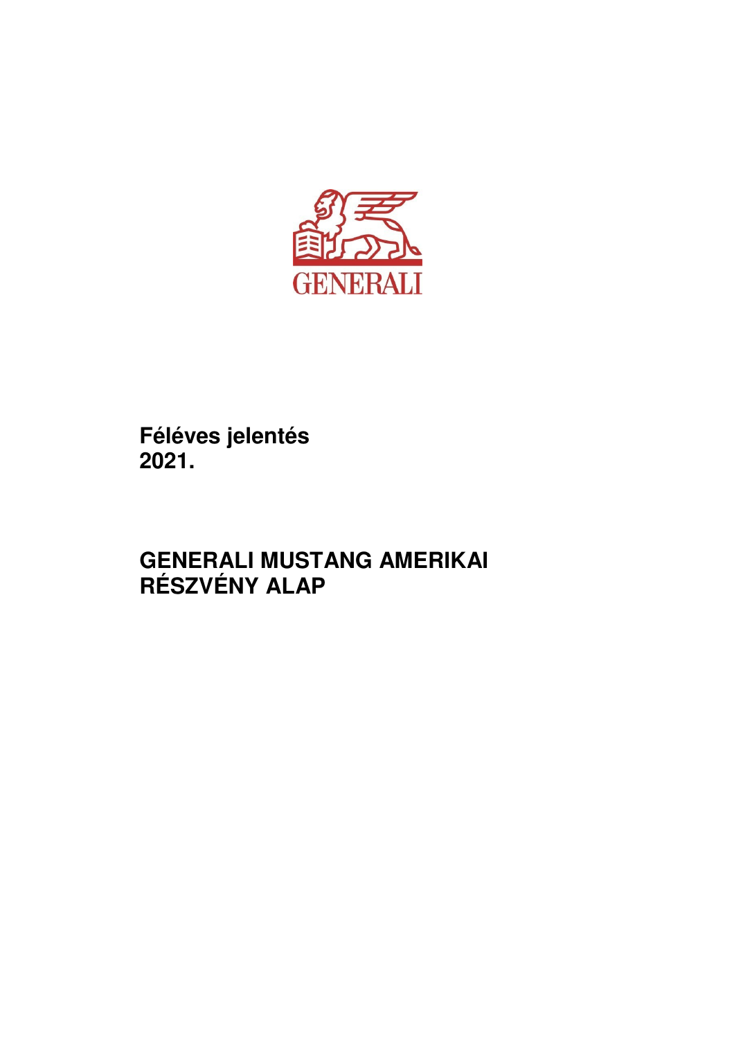GENERALI

**Féléves jelentés**
**2021.**

# GENERALI MUSTANG AMERIKAI RÉSZVÉNY ALAP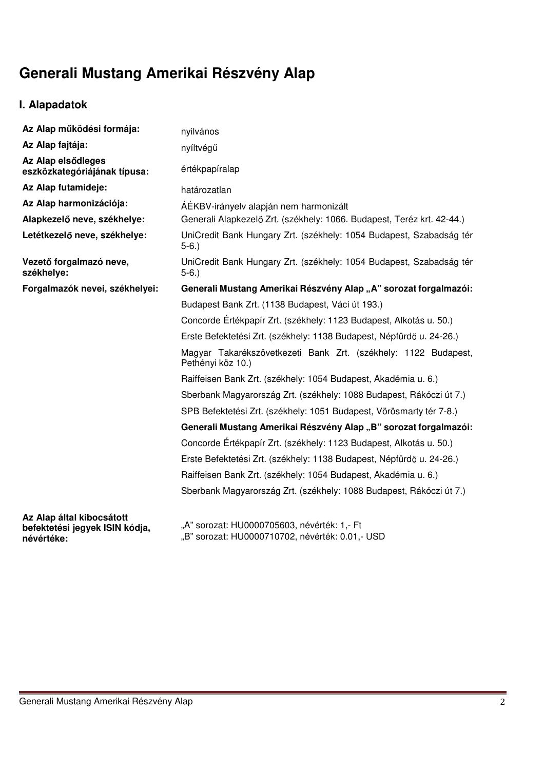# Generali Mustang Amerikai Részvény Alap

## I. Alapadatok

| | |
|---|---|
| **Az Alap működési formája:** | nyilvános |
| **Az Alap fajtája:** | nyíltvégű |
| **Az Alap elsődleges eszközkategóriájának típusa:** | értékpapíralap |
| **Az Alap futamideje:** | határozatlan |
| **Az Alap harmonizációja:** | ÁÉKBV-irányelv alapján nem harmonizált |
| **Alapkezelő neve, székhelye:** | Generali Alapkezelő Zrt. (székhely: 1066. Budapest, Teréz krt. 42-44.) |
| **Letétkezelő neve, székhelye:** | UniCredit Bank Hungary Zrt. (székhely: 1054 Budapest, Szabadság tér 5-6.) |
| **Vezető forgalmazó neve, székhelye:** | UniCredit Bank Hungary Zrt. (székhely: 1054 Budapest, Szabadság tér 5-6.) |
| **Forgalmazók nevei, székhelyei:** | **Generali Mustang Amerikai Részvény Alap „A" sorozat forgalmazói:** |
| | Budapest Bank Zrt. (1138 Budapest, Váci út 193.) |
| | Concorde Értékpapír Zrt. (székhely: 1123 Budapest, Alkotás u. 50.) |
| | Erste Befektetési Zrt. (székhely: 1138 Budapest, Népfürdő u. 24-26.) |
| | Magyar Takarékszövetkezeti Bank Zrt. (székhely: 1122 Budapest, Pethényi köz 10.) |
| | Raiffeisen Bank Zrt. (székhely: 1054 Budapest, Akadémia u. 6.) |
| | Sberbank Magyarország Zrt. (székhely: 1088 Budapest, Rákóczi út 7.) |
| | SPB Befektetési Zrt. (székhely: 1051 Budapest, Vörösmarty tér 7-8.) |
| | **Generali Mustang Amerikai Részvény Alap „B" sorozat forgalmazói:** |
| | Concorde Értékpapír Zrt. (székhely: 1123 Budapest, Alkotás u. 50.) |
| | Erste Befektetési Zrt. (székhely: 1138 Budapest, Népfürdő u. 24-26.) |
| | Raiffeisen Bank Zrt. (székhely: 1054 Budapest, Akadémia u. 6.) |
| | Sberbank Magyarország Zrt. (székhely: 1088 Budapest, Rákóczi út 7.) |
| **Az Alap által kibocsátott befektetési jegyek ISIN kódja, névértéke:** | „A" sorozat: HU0000705603, névérték: 1,- Ft<br>„B" sorozat: HU0000710702, névérték: 0.01,- USD |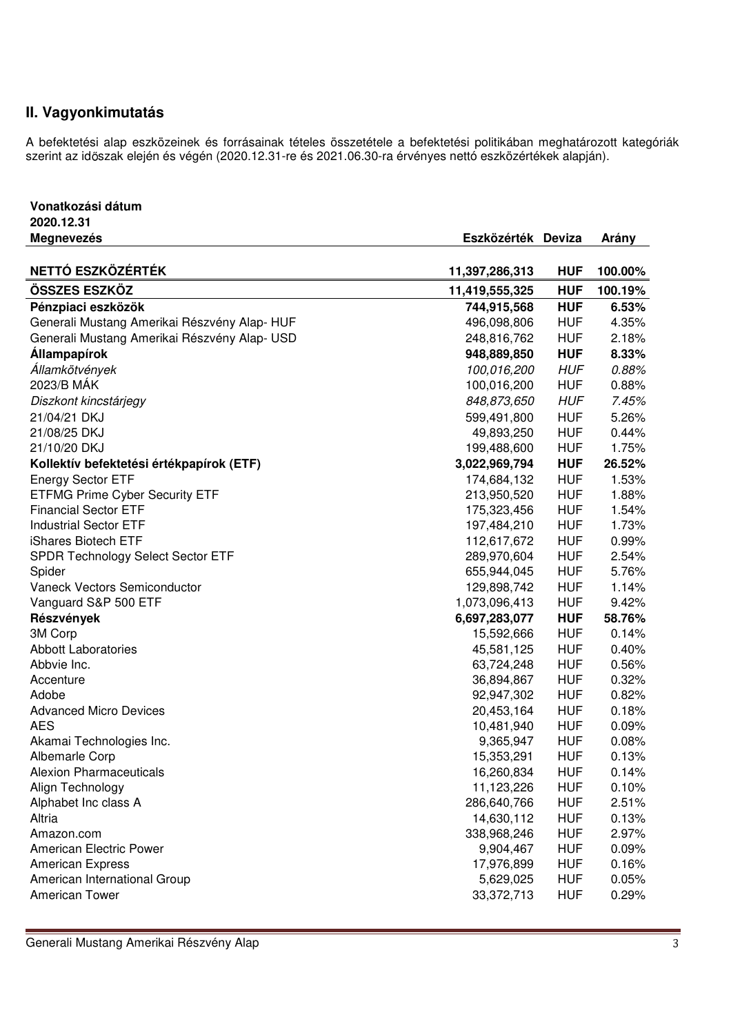## II. Vagyonkimutatás

A befektetési alap eszközeinek és forrásainak tételes összetétele a befektetési politikában meghatározott kategóriák szerint az időszak elején és végén (2020.12.31-re és 2021.06.30-ra érvényes nettó eszközértékek alapján).

**Vonatkozási dátum**
**2020.12.31**

| Megnevezés | Eszközérték | Deviza | Arány |
|---|---|---|---|
| **NETTÓ ESZKÖZÉRTÉK** | **11,397,286,313** | **HUF** | **100.00%** |
| **ÖSSZES ESZKÖZ** | **11,419,555,325** | **HUF** | **100.19%** |
| **Pénzpiaci eszközök** | **744,915,568** | **HUF** | **6.53%** |
| Generali Mustang Amerikai Részvény Alap- HUF | 496,098,806 | HUF | 4.35% |
| Generali Mustang Amerikai Részvény Alap- USD | 248,816,762 | HUF | 2.18% |
| **Állampapírok** | **948,889,850** | **HUF** | **8.33%** |
| *Államkötvények* | *100,016,200* | *HUF* | *0.88%* |
| 2023/B MÁK | 100,016,200 | HUF | 0.88% |
| *Diszkont kincstárjegy* | *848,873,650* | *HUF* | *7.45%* |
| 21/04/21 DKJ | 599,491,800 | HUF | 5.26% |
| 21/08/25 DKJ | 49,893,250 | HUF | 0.44% |
| 21/10/20 DKJ | 199,488,600 | HUF | 1.75% |
| **Kollektív befektetési értékpapírok (ETF)** | **3,022,969,794** | **HUF** | **26.52%** |
| Energy Sector ETF | 174,684,132 | HUF | 1.53% |
| ETFMG Prime Cyber Security ETF | 213,950,520 | HUF | 1.88% |
| Financial Sector ETF | 175,323,456 | HUF | 1.54% |
| Industrial Sector ETF | 197,484,210 | HUF | 1.73% |
| iShares Biotech ETF | 112,617,672 | HUF | 0.99% |
| SPDR Technology Select Sector ETF | 289,970,604 | HUF | 2.54% |
| Spider | 655,944,045 | HUF | 5.76% |
| Vaneck Vectors Semiconductor | 129,898,742 | HUF | 1.14% |
| Vanguard S&P 500 ETF | 1,073,096,413 | HUF | 9.42% |
| **Részvények** | **6,697,283,077** | **HUF** | **58.76%** |
| 3M Corp | 15,592,666 | HUF | 0.14% |
| Abbott Laboratories | 45,581,125 | HUF | 0.40% |
| Abbvie Inc. | 63,724,248 | HUF | 0.56% |
| Accenture | 36,894,867 | HUF | 0.32% |
| Adobe | 92,947,302 | HUF | 0.82% |
| Advanced Micro Devices | 20,453,164 | HUF | 0.18% |
| AES | 10,481,940 | HUF | 0.09% |
| Akamai Technologies Inc. | 9,365,947 | HUF | 0.08% |
| Albemarle Corp | 15,353,291 | HUF | 0.13% |
| Alexion Pharmaceuticals | 16,260,834 | HUF | 0.14% |
| Align Technology | 11,123,226 | HUF | 0.10% |
| Alphabet Inc class A | 286,640,766 | HUF | 2.51% |
| Altria | 14,630,112 | HUF | 0.13% |
| Amazon.com | 338,968,246 | HUF | 2.97% |
| American Electric Power | 9,904,467 | HUF | 0.09% |
| American Express | 17,976,899 | HUF | 0.16% |
| American International Group | 5,629,025 | HUF | 0.05% |
| American Tower | 33,372,713 | HUF | 0.29% |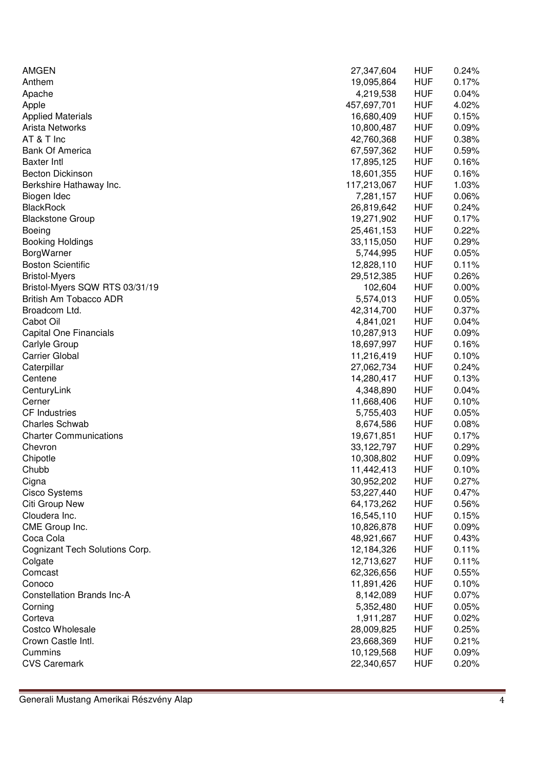| | | | |
|---|---|---|---|
| AMGEN | 27,347,604 | HUF | 0.24% |
| Anthem | 19,095,864 | HUF | 0.17% |
| Apache | 4,219,538 | HUF | 0.04% |
| Apple | 457,697,701 | HUF | 4.02% |
| Applied Materials | 16,680,409 | HUF | 0.15% |
| Arista Networks | 10,800,487 | HUF | 0.09% |
| AT & T Inc | 42,760,368 | HUF | 0.38% |
| Bank Of America | 67,597,362 | HUF | 0.59% |
| Baxter Intl | 17,895,125 | HUF | 0.16% |
| Becton Dickinson | 18,601,355 | HUF | 0.16% |
| Berkshire Hathaway Inc. | 117,213,067 | HUF | 1.03% |
| Biogen Idec | 7,281,157 | HUF | 0.06% |
| BlackRock | 26,819,642 | HUF | 0.24% |
| Blackstone Group | 19,271,902 | HUF | 0.17% |
| Boeing | 25,461,153 | HUF | 0.22% |
| Booking Holdings | 33,115,050 | HUF | 0.29% |
| BorgWarner | 5,744,995 | HUF | 0.05% |
| Boston Scientific | 12,828,110 | HUF | 0.11% |
| Bristol-Myers | 29,512,385 | HUF | 0.26% |
| Bristol-Myers SQW RTS 03/31/19 | 102,604 | HUF | 0.00% |
| British Am Tobacco ADR | 5,574,013 | HUF | 0.05% |
| Broadcom Ltd. | 42,314,700 | HUF | 0.37% |
| Cabot Oil | 4,841,021 | HUF | 0.04% |
| Capital One Financials | 10,287,913 | HUF | 0.09% |
| Carlyle Group | 18,697,997 | HUF | 0.16% |
| Carrier Global | 11,216,419 | HUF | 0.10% |
| Caterpillar | 27,062,734 | HUF | 0.24% |
| Centene | 14,280,417 | HUF | 0.13% |
| CenturyLink | 4,348,890 | HUF | 0.04% |
| Cerner | 11,668,406 | HUF | 0.10% |
| CF Industries | 5,755,403 | HUF | 0.05% |
| Charles Schwab | 8,674,586 | HUF | 0.08% |
| Charter Communications | 19,671,851 | HUF | 0.17% |
| Chevron | 33,122,797 | HUF | 0.29% |
| Chipotle | 10,308,802 | HUF | 0.09% |
| Chubb | 11,442,413 | HUF | 0.10% |
| Cigna | 30,952,202 | HUF | 0.27% |
| Cisco Systems | 53,227,440 | HUF | 0.47% |
| Citi Group New | 64,173,262 | HUF | 0.56% |
| Cloudera Inc. | 16,545,110 | HUF | 0.15% |
| CME Group Inc. | 10,826,878 | HUF | 0.09% |
| Coca Cola | 48,921,667 | HUF | 0.43% |
| Cognizant Tech Solutions Corp. | 12,184,326 | HUF | 0.11% |
| Colgate | 12,713,627 | HUF | 0.11% |
| Comcast | 62,326,656 | HUF | 0.55% |
| Conoco | 11,891,426 | HUF | 0.10% |
| Constellation Brands Inc-A | 8,142,089 | HUF | 0.07% |
| Corning | 5,352,480 | HUF | 0.05% |
| Corteva | 1,911,287 | HUF | 0.02% |
| Costco Wholesale | 28,009,825 | HUF | 0.25% |
| Crown Castle Intl. | 23,668,369 | HUF | 0.21% |
| Cummins | 10,129,568 | HUF | 0.09% |
| CVS Caremark | 22,340,657 | HUF | 0.20% |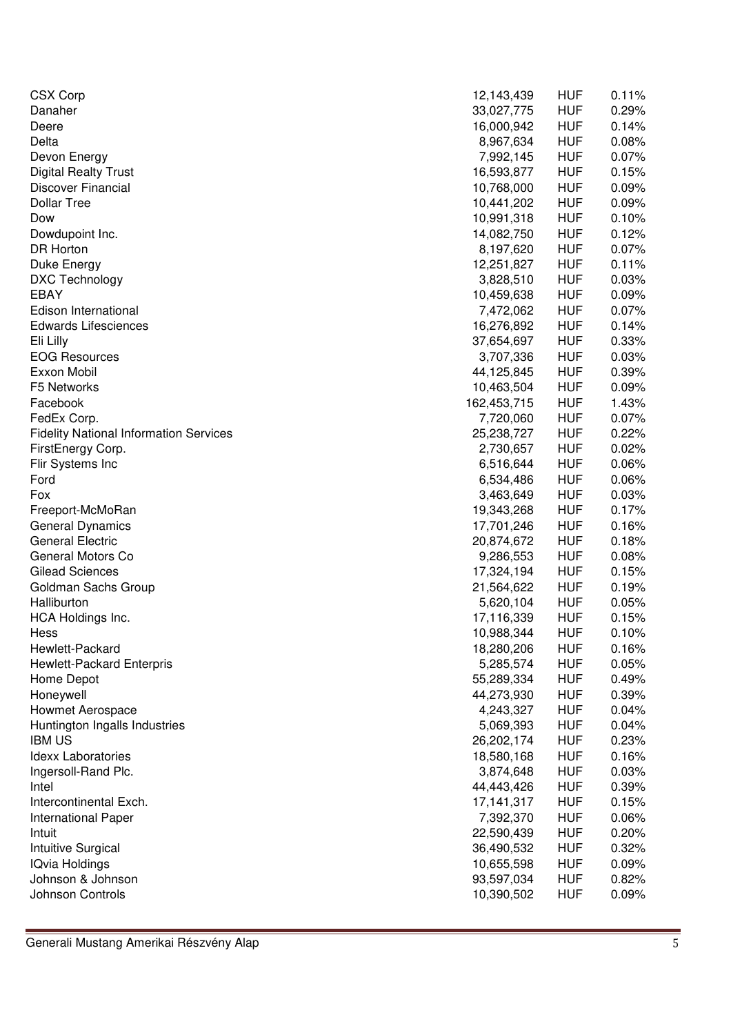| | | | |
|---|---|---|---|
| CSX Corp | 12,143,439 | HUF | 0.11% |
| Danaher | 33,027,775 | HUF | 0.29% |
| Deere | 16,000,942 | HUF | 0.14% |
| Delta | 8,967,634 | HUF | 0.08% |
| Devon Energy | 7,992,145 | HUF | 0.07% |
| Digital Realty Trust | 16,593,877 | HUF | 0.15% |
| Discover Financial | 10,768,000 | HUF | 0.09% |
| Dollar Tree | 10,441,202 | HUF | 0.09% |
| Dow | 10,991,318 | HUF | 0.10% |
| Dowdupoint Inc. | 14,082,750 | HUF | 0.12% |
| DR Horton | 8,197,620 | HUF | 0.07% |
| Duke Energy | 12,251,827 | HUF | 0.11% |
| DXC Technology | 3,828,510 | HUF | 0.03% |
| EBAY | 10,459,638 | HUF | 0.09% |
| Edison International | 7,472,062 | HUF | 0.07% |
| Edwards Lifesciences | 16,276,892 | HUF | 0.14% |
| Eli Lilly | 37,654,697 | HUF | 0.33% |
| EOG Resources | 3,707,336 | HUF | 0.03% |
| Exxon Mobil | 44,125,845 | HUF | 0.39% |
| F5 Networks | 10,463,504 | HUF | 0.09% |
| Facebook | 162,453,715 | HUF | 1.43% |
| FedEx Corp. | 7,720,060 | HUF | 0.07% |
| Fidelity National Information Services | 25,238,727 | HUF | 0.22% |
| FirstEnergy Corp. | 2,730,657 | HUF | 0.02% |
| Flir Systems Inc | 6,516,644 | HUF | 0.06% |
| Ford | 6,534,486 | HUF | 0.06% |
| Fox | 3,463,649 | HUF | 0.03% |
| Freeport-McMoRan | 19,343,268 | HUF | 0.17% |
| General Dynamics | 17,701,246 | HUF | 0.16% |
| General Electric | 20,874,672 | HUF | 0.18% |
| General Motors Co | 9,286,553 | HUF | 0.08% |
| Gilead Sciences | 17,324,194 | HUF | 0.15% |
| Goldman Sachs Group | 21,564,622 | HUF | 0.19% |
| Halliburton | 5,620,104 | HUF | 0.05% |
| HCA Holdings Inc. | 17,116,339 | HUF | 0.15% |
| Hess | 10,988,344 | HUF | 0.10% |
| Hewlett-Packard | 18,280,206 | HUF | 0.16% |
| Hewlett-Packard Enterpris | 5,285,574 | HUF | 0.05% |
| Home Depot | 55,289,334 | HUF | 0.49% |
| Honeywell | 44,273,930 | HUF | 0.39% |
| Howmet Aerospace | 4,243,327 | HUF | 0.04% |
| Huntington Ingalls Industries | 5,069,393 | HUF | 0.04% |
| IBM US | 26,202,174 | HUF | 0.23% |
| Idexx Laboratories | 18,580,168 | HUF | 0.16% |
| Ingersoll-Rand Plc. | 3,874,648 | HUF | 0.03% |
| Intel | 44,443,426 | HUF | 0.39% |
| Intercontinental Exch. | 17,141,317 | HUF | 0.15% |
| International Paper | 7,392,370 | HUF | 0.06% |
| Intuit | 22,590,439 | HUF | 0.20% |
| Intuitive Surgical | 36,490,532 | HUF | 0.32% |
| IQvia Holdings | 10,655,598 | HUF | 0.09% |
| Johnson & Johnson | 93,597,034 | HUF | 0.82% |
| Johnson Controls | 10,390,502 | HUF | 0.09% |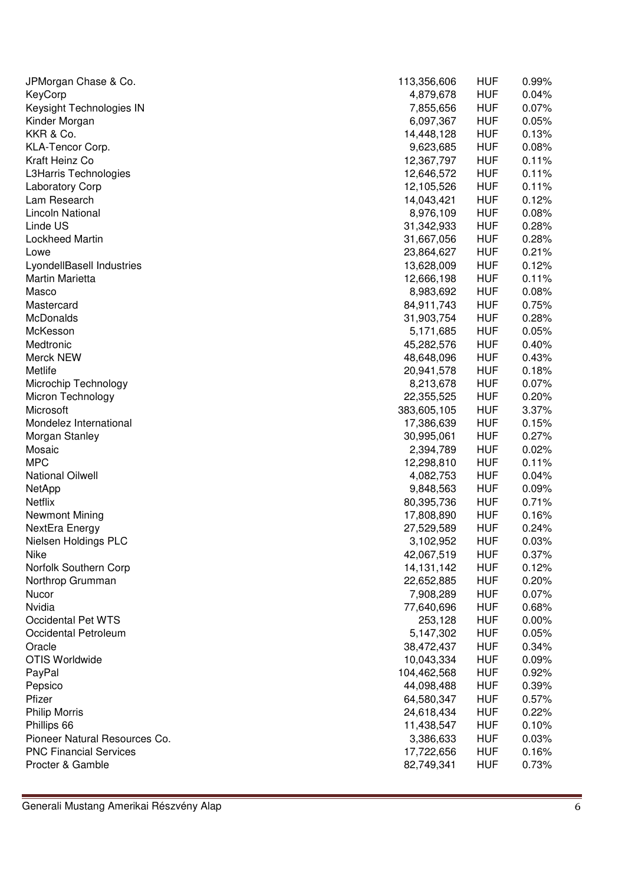| | | | |
|---|---|---|---|
| JPMorgan Chase & Co. | 113,356,606 | HUF | 0.99% |
| KeyCorp | 4,879,678 | HUF | 0.04% |
| Keysight Technologies IN | 7,855,656 | HUF | 0.07% |
| Kinder Morgan | 6,097,367 | HUF | 0.05% |
| KKR & Co. | 14,448,128 | HUF | 0.13% |
| KLA-Tencor Corp. | 9,623,685 | HUF | 0.08% |
| Kraft Heinz Co | 12,367,797 | HUF | 0.11% |
| L3Harris Technologies | 12,646,572 | HUF | 0.11% |
| Laboratory Corp | 12,105,526 | HUF | 0.11% |
| Lam Research | 14,043,421 | HUF | 0.12% |
| Lincoln National | 8,976,109 | HUF | 0.08% |
| Linde US | 31,342,933 | HUF | 0.28% |
| Lockheed Martin | 31,667,056 | HUF | 0.28% |
| Lowe | 23,864,627 | HUF | 0.21% |
| LyondellBasell Industries | 13,628,009 | HUF | 0.12% |
| Martin Marietta | 12,666,198 | HUF | 0.11% |
| Masco | 8,983,692 | HUF | 0.08% |
| Mastercard | 84,911,743 | HUF | 0.75% |
| McDonalds | 31,903,754 | HUF | 0.28% |
| McKesson | 5,171,685 | HUF | 0.05% |
| Medtronic | 45,282,576 | HUF | 0.40% |
| Merck NEW | 48,648,096 | HUF | 0.43% |
| Metlife | 20,941,578 | HUF | 0.18% |
| Microchip Technology | 8,213,678 | HUF | 0.07% |
| Micron Technology | 22,355,525 | HUF | 0.20% |
| Microsoft | 383,605,105 | HUF | 3.37% |
| Mondelez International | 17,386,639 | HUF | 0.15% |
| Morgan Stanley | 30,995,061 | HUF | 0.27% |
| Mosaic | 2,394,789 | HUF | 0.02% |
| MPC | 12,298,810 | HUF | 0.11% |
| National Oilwell | 4,082,753 | HUF | 0.04% |
| NetApp | 9,848,563 | HUF | 0.09% |
| Netflix | 80,395,736 | HUF | 0.71% |
| Newmont Mining | 17,808,890 | HUF | 0.16% |
| NextEra Energy | 27,529,589 | HUF | 0.24% |
| Nielsen Holdings PLC | 3,102,952 | HUF | 0.03% |
| Nike | 42,067,519 | HUF | 0.37% |
| Norfolk Southern Corp | 14,131,142 | HUF | 0.12% |
| Northrop Grumman | 22,652,885 | HUF | 0.20% |
| Nucor | 7,908,289 | HUF | 0.07% |
| Nvidia | 77,640,696 | HUF | 0.68% |
| Occidental Pet WTS | 253,128 | HUF | 0.00% |
| Occidental Petroleum | 5,147,302 | HUF | 0.05% |
| Oracle | 38,472,437 | HUF | 0.34% |
| OTIS Worldwide | 10,043,334 | HUF | 0.09% |
| PayPal | 104,462,568 | HUF | 0.92% |
| Pepsico | 44,098,488 | HUF | 0.39% |
| Pfizer | 64,580,347 | HUF | 0.57% |
| Philip Morris | 24,618,434 | HUF | 0.22% |
| Phillips 66 | 11,438,547 | HUF | 0.10% |
| Pioneer Natural Resources Co. | 3,386,633 | HUF | 0.03% |
| PNC Financial Services | 17,722,656 | HUF | 0.16% |
| Procter & Gamble | 82,749,341 | HUF | 0.73% |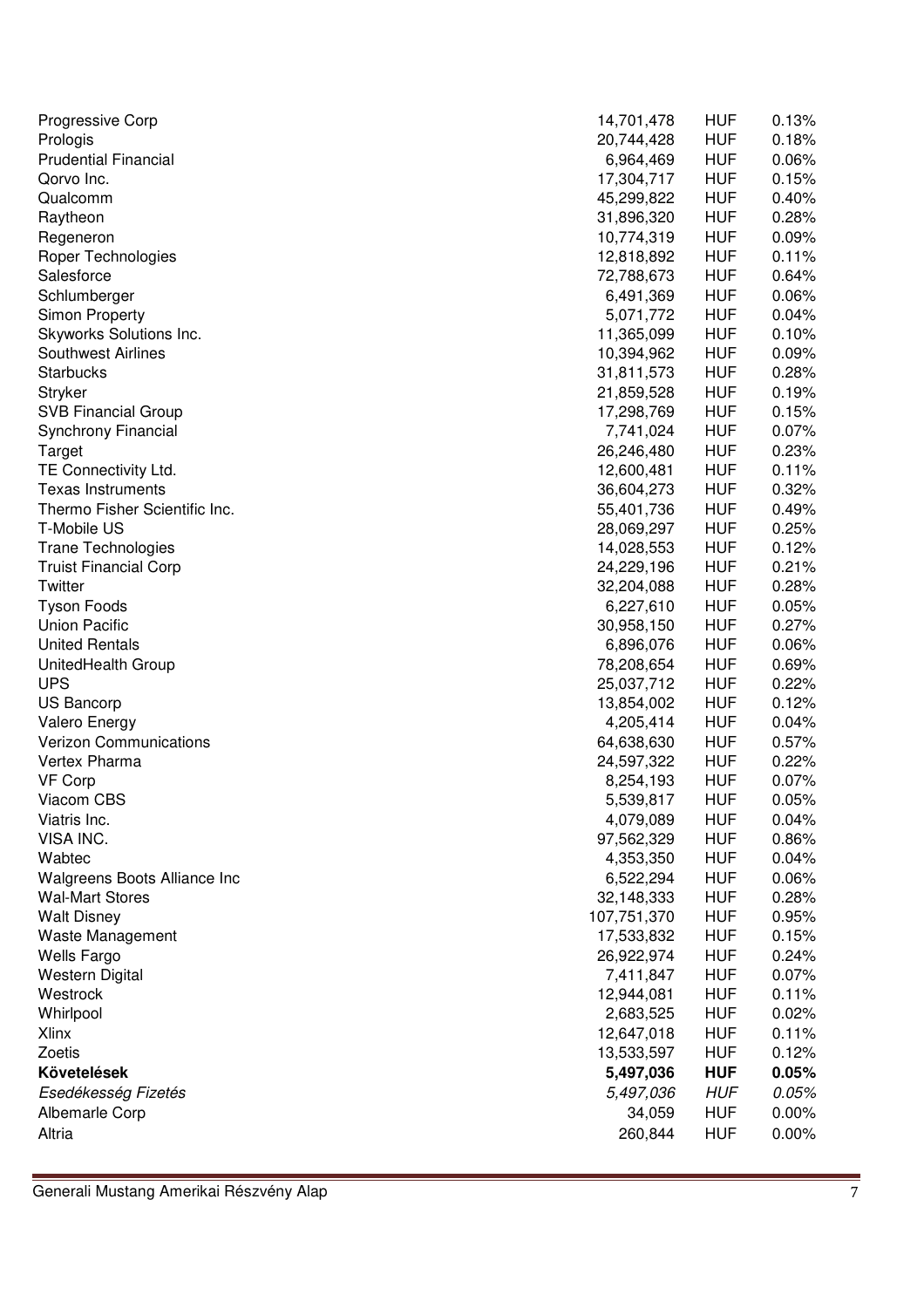| | | | |
|---|---|---|---|
| Progressive Corp | 14,701,478 | HUF | 0.13% |
| Prologis | 20,744,428 | HUF | 0.18% |
| Prudential Financial | 6,964,469 | HUF | 0.06% |
| Qorvo Inc. | 17,304,717 | HUF | 0.15% |
| Qualcomm | 45,299,822 | HUF | 0.40% |
| Raytheon | 31,896,320 | HUF | 0.28% |
| Regeneron | 10,774,319 | HUF | 0.09% |
| Roper Technologies | 12,818,892 | HUF | 0.11% |
| Salesforce | 72,788,673 | HUF | 0.64% |
| Schlumberger | 6,491,369 | HUF | 0.06% |
| Simon Property | 5,071,772 | HUF | 0.04% |
| Skyworks Solutions Inc. | 11,365,099 | HUF | 0.10% |
| Southwest Airlines | 10,394,962 | HUF | 0.09% |
| Starbucks | 31,811,573 | HUF | 0.28% |
| Stryker | 21,859,528 | HUF | 0.19% |
| SVB Financial Group | 17,298,769 | HUF | 0.15% |
| Synchrony Financial | 7,741,024 | HUF | 0.07% |
| Target | 26,246,480 | HUF | 0.23% |
| TE Connectivity Ltd. | 12,600,481 | HUF | 0.11% |
| Texas Instruments | 36,604,273 | HUF | 0.32% |
| Thermo Fisher Scientific Inc. | 55,401,736 | HUF | 0.49% |
| T-Mobile US | 28,069,297 | HUF | 0.25% |
| Trane Technologies | 14,028,553 | HUF | 0.12% |
| Truist Financial Corp | 24,229,196 | HUF | 0.21% |
| Twitter | 32,204,088 | HUF | 0.28% |
| Tyson Foods | 6,227,610 | HUF | 0.05% |
| Union Pacific | 30,958,150 | HUF | 0.27% |
| United Rentals | 6,896,076 | HUF | 0.06% |
| UnitedHealth Group | 78,208,654 | HUF | 0.69% |
| UPS | 25,037,712 | HUF | 0.22% |
| US Bancorp | 13,854,002 | HUF | 0.12% |
| Valero Energy | 4,205,414 | HUF | 0.04% |
| Verizon Communications | 64,638,630 | HUF | 0.57% |
| Vertex Pharma | 24,597,322 | HUF | 0.22% |
| VF Corp | 8,254,193 | HUF | 0.07% |
| Viacom CBS | 5,539,817 | HUF | 0.05% |
| Viatris Inc. | 4,079,089 | HUF | 0.04% |
| VISA INC. | 97,562,329 | HUF | 0.86% |
| Wabtec | 4,353,350 | HUF | 0.04% |
| Walgreens Boots Alliance Inc | 6,522,294 | HUF | 0.06% |
| Wal-Mart Stores | 32,148,333 | HUF | 0.28% |
| Walt Disney | 107,751,370 | HUF | 0.95% |
| Waste Management | 17,533,832 | HUF | 0.15% |
| Wells Fargo | 26,922,974 | HUF | 0.24% |
| Western Digital | 7,411,847 | HUF | 0.07% |
| Westrock | 12,944,081 | HUF | 0.11% |
| Whirlpool | 2,683,525 | HUF | 0.02% |
| Xlinx | 12,647,018 | HUF | 0.11% |
| Zoetis | 13,533,597 | HUF | 0.12% |
| **Követelések** | **5,497,036** | **HUF** | **0.05%** |
| *Esedékesség Fizetés* | *5,497,036* | *HUF* | *0.05%* |
| Albemarle Corp | 34,059 | HUF | 0.00% |
| Altria | 260,844 | HUF | 0.00% |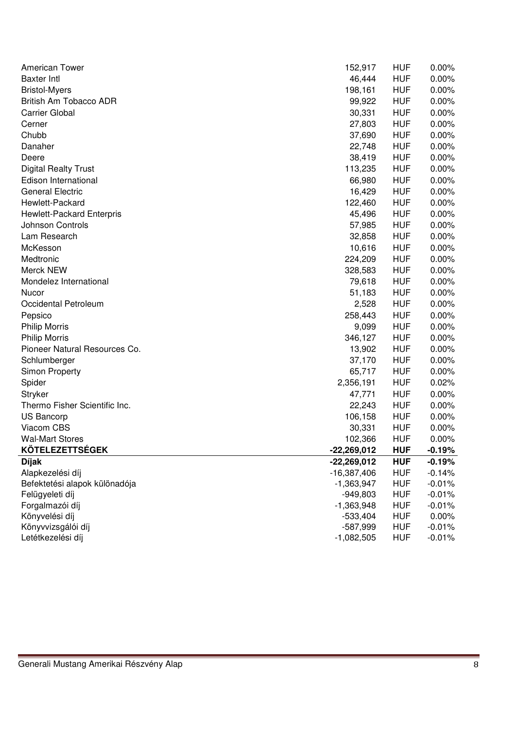| | | | |
|---|---|---|---|
| American Tower | 152,917 | HUF | 0.00% |
| Baxter Intl | 46,444 | HUF | 0.00% |
| Bristol-Myers | 198,161 | HUF | 0.00% |
| British Am Tobacco ADR | 99,922 | HUF | 0.00% |
| Carrier Global | 30,331 | HUF | 0.00% |
| Cerner | 27,803 | HUF | 0.00% |
| Chubb | 37,690 | HUF | 0.00% |
| Danaher | 22,748 | HUF | 0.00% |
| Deere | 38,419 | HUF | 0.00% |
| Digital Realty Trust | 113,235 | HUF | 0.00% |
| Edison International | 66,980 | HUF | 0.00% |
| General Electric | 16,429 | HUF | 0.00% |
| Hewlett-Packard | 122,460 | HUF | 0.00% |
| Hewlett-Packard Enterpris | 45,496 | HUF | 0.00% |
| Johnson Controls | 57,985 | HUF | 0.00% |
| Lam Research | 32,858 | HUF | 0.00% |
| McKesson | 10,616 | HUF | 0.00% |
| Medtronic | 224,209 | HUF | 0.00% |
| Merck NEW | 328,583 | HUF | 0.00% |
| Mondelez International | 79,618 | HUF | 0.00% |
| Nucor | 51,183 | HUF | 0.00% |
| Occidental Petroleum | 2,528 | HUF | 0.00% |
| Pepsico | 258,443 | HUF | 0.00% |
| Philip Morris | 9,099 | HUF | 0.00% |
| Philip Morris | 346,127 | HUF | 0.00% |
| Pioneer Natural Resources Co. | 13,902 | HUF | 0.00% |
| Schlumberger | 37,170 | HUF | 0.00% |
| Simon Property | 65,717 | HUF | 0.00% |
| Spider | 2,356,191 | HUF | 0.02% |
| Stryker | 47,771 | HUF | 0.00% |
| Thermo Fisher Scientific Inc. | 22,243 | HUF | 0.00% |
| US Bancorp | 106,158 | HUF | 0.00% |
| Viacom CBS | 30,331 | HUF | 0.00% |
| Wal-Mart Stores | 102,366 | HUF | 0.00% |
| **KÖTELEZETTSÉGEK** | **-22,269,012** | **HUF** | **-0.19%** |
| **Díjak** | **-22,269,012** | **HUF** | **-0.19%** |
| Alapkezelési díj | -16,387,406 | HUF | -0.14% |
| Befektetési alapok különadója | -1,363,947 | HUF | -0.01% |
| Felügyeleti díj | -949,803 | HUF | -0.01% |
| Forgalmazói díj | -1,363,948 | HUF | -0.01% |
| Könyvelési díj | -533,404 | HUF | 0.00% |
| Könyvvizsgálói díj | -587,999 | HUF | -0.01% |
| Letétkezelési díj | -1,082,505 | HUF | -0.01% |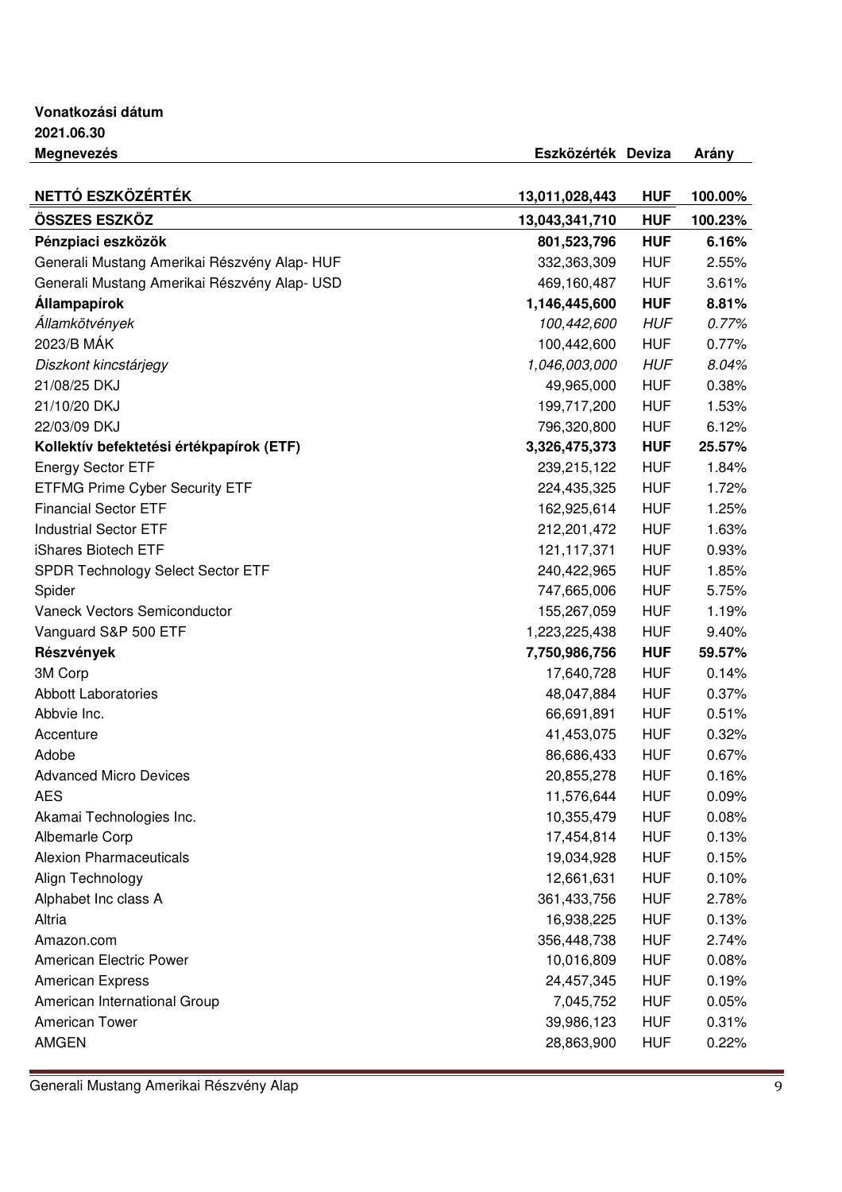**Vonatkozási dátum**
**2021.06.30**

| **Megnevezés** | **Eszközérték** | **Deviza** | **Arány** |
|---|---|---|---|
| **NETTÓ ESZKÖZÉRTÉK** | **13,011,028,443** | **HUF** | **100.00%** |
| **ÖSSZES ESZKÖZ** | **13,043,341,710** | **HUF** | **100.23%** |
| **Pénzpiaci eszközök** | **801,523,796** | **HUF** | **6.16%** |
| Generali Mustang Amerikai Részvény Alap- HUF | 332,363,309 | HUF | 2.55% |
| Generali Mustang Amerikai Részvény Alap- USD | 469,160,487 | HUF | 3.61% |
| **Állampapírok** | **1,146,445,600** | **HUF** | **8.81%** |
| *Államkötvények* | *100,442,600* | *HUF* | *0.77%* |
| 2023/B MÁK | 100,442,600 | HUF | 0.77% |
| *Diszkont kincstárjegy* | *1,046,003,000* | *HUF* | *8.04%* |
| 21/08/25 DKJ | 49,965,000 | HUF | 0.38% |
| 21/10/20 DKJ | 199,717,200 | HUF | 1.53% |
| 22/03/09 DKJ | 796,320,800 | HUF | 6.12% |
| **Kollektív befektetési értékpapírok (ETF)** | **3,326,475,373** | **HUF** | **25.57%** |
| Energy Sector ETF | 239,215,122 | HUF | 1.84% |
| ETFMG Prime Cyber Security ETF | 224,435,325 | HUF | 1.72% |
| Financial Sector ETF | 162,925,614 | HUF | 1.25% |
| Industrial Sector ETF | 212,201,472 | HUF | 1.63% |
| iShares Biotech ETF | 121,117,371 | HUF | 0.93% |
| SPDR Technology Select Sector ETF | 240,422,965 | HUF | 1.85% |
| Spider | 747,665,006 | HUF | 5.75% |
| Vaneck Vectors Semiconductor | 155,267,059 | HUF | 1.19% |
| Vanguard S&P 500 ETF | 1,223,225,438 | HUF | 9.40% |
| **Részvények** | **7,750,986,756** | **HUF** | **59.57%** |
| 3M Corp | 17,640,728 | HUF | 0.14% |
| Abbott Laboratories | 48,047,884 | HUF | 0.37% |
| Abbvie Inc. | 66,691,891 | HUF | 0.51% |
| Accenture | 41,453,075 | HUF | 0.32% |
| Adobe | 86,686,433 | HUF | 0.67% |
| Advanced Micro Devices | 20,855,278 | HUF | 0.16% |
| AES | 11,576,644 | HUF | 0.09% |
| Akamai Technologies Inc. | 10,355,479 | HUF | 0.08% |
| Albemarle Corp | 17,454,814 | HUF | 0.13% |
| Alexion Pharmaceuticals | 19,034,928 | HUF | 0.15% |
| Align Technology | 12,661,631 | HUF | 0.10% |
| Alphabet Inc class A | 361,433,756 | HUF | 2.78% |
| Altria | 16,938,225 | HUF | 0.13% |
| Amazon.com | 356,448,738 | HUF | 2.74% |
| American Electric Power | 10,016,809 | HUF | 0.08% |
| American Express | 24,457,345 | HUF | 0.19% |
| American International Group | 7,045,752 | HUF | 0.05% |
| American Tower | 39,986,123 | HUF | 0.31% |
| AMGEN | 28,863,900 | HUF | 0.22% |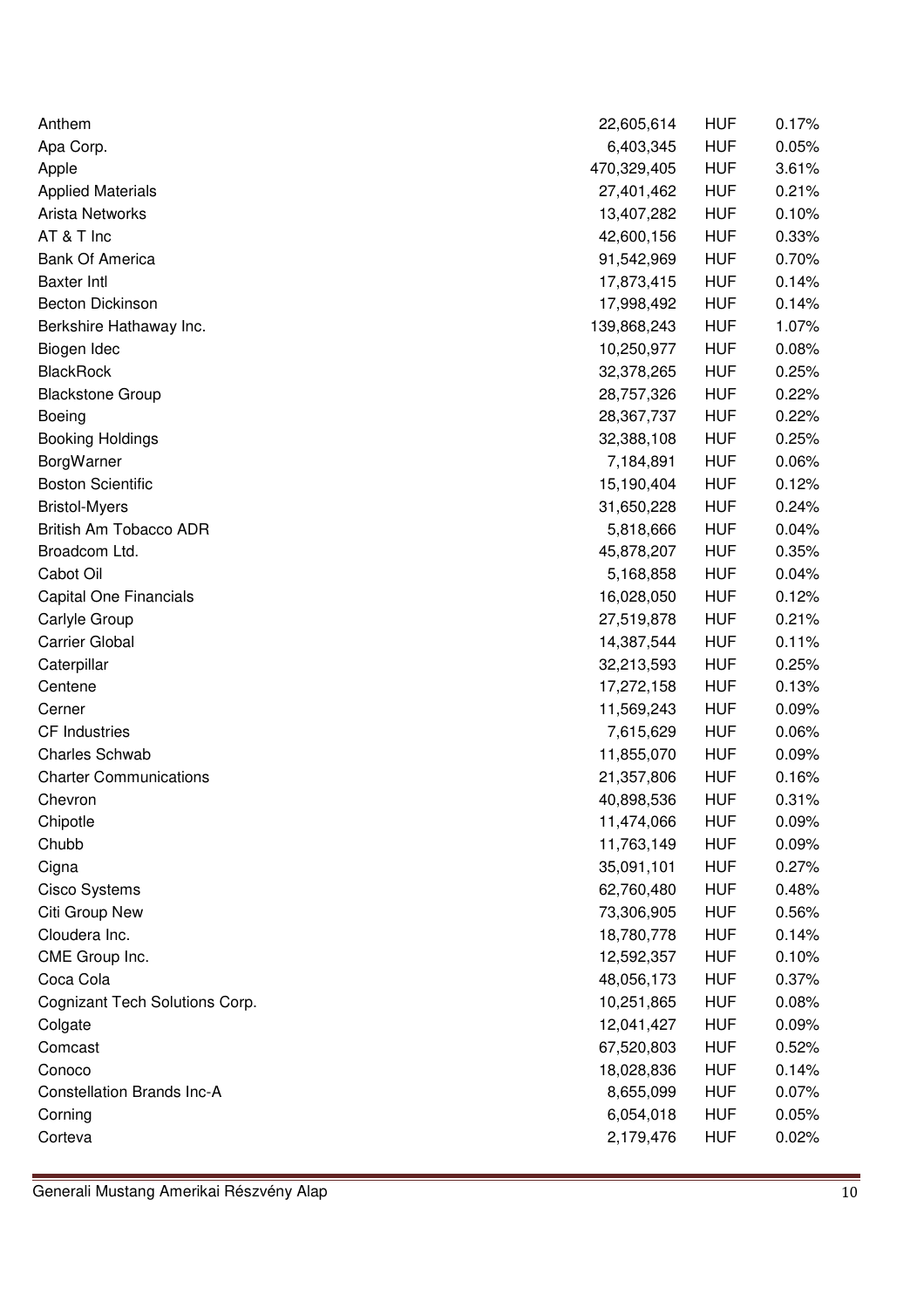| | | | |
|---|---|---|---|
| Anthem | 22,605,614 | HUF | 0.17% |
| Apa Corp. | 6,403,345 | HUF | 0.05% |
| Apple | 470,329,405 | HUF | 3.61% |
| Applied Materials | 27,401,462 | HUF | 0.21% |
| Arista Networks | 13,407,282 | HUF | 0.10% |
| AT & T Inc | 42,600,156 | HUF | 0.33% |
| Bank Of America | 91,542,969 | HUF | 0.70% |
| Baxter Intl | 17,873,415 | HUF | 0.14% |
| Becton Dickinson | 17,998,492 | HUF | 0.14% |
| Berkshire Hathaway Inc. | 139,868,243 | HUF | 1.07% |
| Biogen Idec | 10,250,977 | HUF | 0.08% |
| BlackRock | 32,378,265 | HUF | 0.25% |
| Blackstone Group | 28,757,326 | HUF | 0.22% |
| Boeing | 28,367,737 | HUF | 0.22% |
| Booking Holdings | 32,388,108 | HUF | 0.25% |
| BorgWarner | 7,184,891 | HUF | 0.06% |
| Boston Scientific | 15,190,404 | HUF | 0.12% |
| Bristol-Myers | 31,650,228 | HUF | 0.24% |
| British Am Tobacco ADR | 5,818,666 | HUF | 0.04% |
| Broadcom Ltd. | 45,878,207 | HUF | 0.35% |
| Cabot Oil | 5,168,858 | HUF | 0.04% |
| Capital One Financials | 16,028,050 | HUF | 0.12% |
| Carlyle Group | 27,519,878 | HUF | 0.21% |
| Carrier Global | 14,387,544 | HUF | 0.11% |
| Caterpillar | 32,213,593 | HUF | 0.25% |
| Centene | 17,272,158 | HUF | 0.13% |
| Cerner | 11,569,243 | HUF | 0.09% |
| CF Industries | 7,615,629 | HUF | 0.06% |
| Charles Schwab | 11,855,070 | HUF | 0.09% |
| Charter Communications | 21,357,806 | HUF | 0.16% |
| Chevron | 40,898,536 | HUF | 0.31% |
| Chipotle | 11,474,066 | HUF | 0.09% |
| Chubb | 11,763,149 | HUF | 0.09% |
| Cigna | 35,091,101 | HUF | 0.27% |
| Cisco Systems | 62,760,480 | HUF | 0.48% |
| Citi Group New | 73,306,905 | HUF | 0.56% |
| Cloudera Inc. | 18,780,778 | HUF | 0.14% |
| CME Group Inc. | 12,592,357 | HUF | 0.10% |
| Coca Cola | 48,056,173 | HUF | 0.37% |
| Cognizant Tech Solutions Corp. | 10,251,865 | HUF | 0.08% |
| Colgate | 12,041,427 | HUF | 0.09% |
| Comcast | 67,520,803 | HUF | 0.52% |
| Conoco | 18,028,836 | HUF | 0.14% |
| Constellation Brands Inc-A | 8,655,099 | HUF | 0.07% |
| Corning | 6,054,018 | HUF | 0.05% |
| Corteva | 2,179,476 | HUF | 0.02% |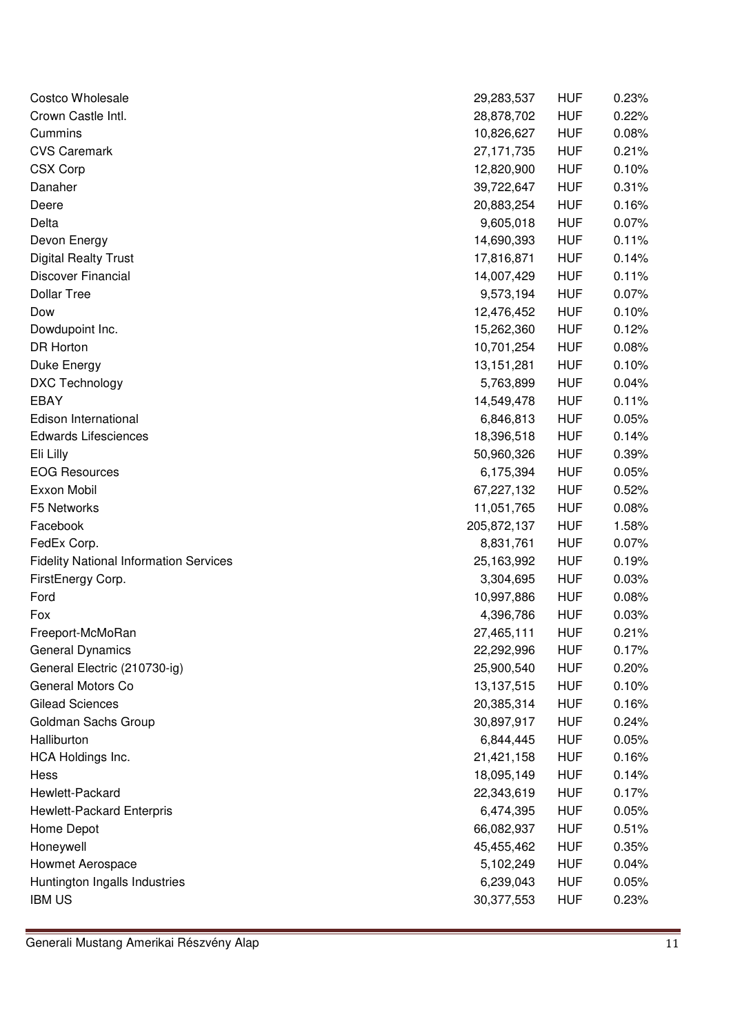| | | | |
|---|---|---|---|
| Costco Wholesale | 29,283,537 | HUF | 0.23% |
| Crown Castle Intl. | 28,878,702 | HUF | 0.22% |
| Cummins | 10,826,627 | HUF | 0.08% |
| CVS Caremark | 27,171,735 | HUF | 0.21% |
| CSX Corp | 12,820,900 | HUF | 0.10% |
| Danaher | 39,722,647 | HUF | 0.31% |
| Deere | 20,883,254 | HUF | 0.16% |
| Delta | 9,605,018 | HUF | 0.07% |
| Devon Energy | 14,690,393 | HUF | 0.11% |
| Digital Realty Trust | 17,816,871 | HUF | 0.14% |
| Discover Financial | 14,007,429 | HUF | 0.11% |
| Dollar Tree | 9,573,194 | HUF | 0.07% |
| Dow | 12,476,452 | HUF | 0.10% |
| Dowdupoint Inc. | 15,262,360 | HUF | 0.12% |
| DR Horton | 10,701,254 | HUF | 0.08% |
| Duke Energy | 13,151,281 | HUF | 0.10% |
| DXC Technology | 5,763,899 | HUF | 0.04% |
| EBAY | 14,549,478 | HUF | 0.11% |
| Edison International | 6,846,813 | HUF | 0.05% |
| Edwards Lifesciences | 18,396,518 | HUF | 0.14% |
| Eli Lilly | 50,960,326 | HUF | 0.39% |
| EOG Resources | 6,175,394 | HUF | 0.05% |
| Exxon Mobil | 67,227,132 | HUF | 0.52% |
| F5 Networks | 11,051,765 | HUF | 0.08% |
| Facebook | 205,872,137 | HUF | 1.58% |
| FedEx Corp. | 8,831,761 | HUF | 0.07% |
| Fidelity National Information Services | 25,163,992 | HUF | 0.19% |
| FirstEnergy Corp. | 3,304,695 | HUF | 0.03% |
| Ford | 10,997,886 | HUF | 0.08% |
| Fox | 4,396,786 | HUF | 0.03% |
| Freeport-McMoRan | 27,465,111 | HUF | 0.21% |
| General Dynamics | 22,292,996 | HUF | 0.17% |
| General Electric (210730-ig) | 25,900,540 | HUF | 0.20% |
| General Motors Co | 13,137,515 | HUF | 0.10% |
| Gilead Sciences | 20,385,314 | HUF | 0.16% |
| Goldman Sachs Group | 30,897,917 | HUF | 0.24% |
| Halliburton | 6,844,445 | HUF | 0.05% |
| HCA Holdings Inc. | 21,421,158 | HUF | 0.16% |
| Hess | 18,095,149 | HUF | 0.14% |
| Hewlett-Packard | 22,343,619 | HUF | 0.17% |
| Hewlett-Packard Enterpris | 6,474,395 | HUF | 0.05% |
| Home Depot | 66,082,937 | HUF | 0.51% |
| Honeywell | 45,455,462 | HUF | 0.35% |
| Howmet Aerospace | 5,102,249 | HUF | 0.04% |
| Huntington Ingalls Industries | 6,239,043 | HUF | 0.05% |
| IBM US | 30,377,553 | HUF | 0.23% |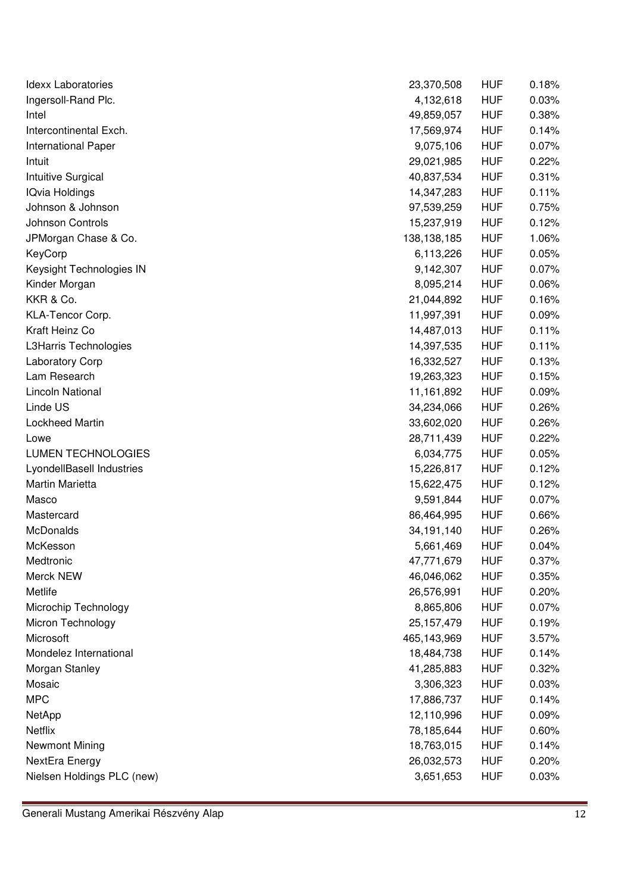| | | | |
|---|---|---|---|
| Idexx Laboratories | 23,370,508 | HUF | 0.18% |
| Ingersoll-Rand Plc. | 4,132,618 | HUF | 0.03% |
| Intel | 49,859,057 | HUF | 0.38% |
| Intercontinental Exch. | 17,569,974 | HUF | 0.14% |
| International Paper | 9,075,106 | HUF | 0.07% |
| Intuit | 29,021,985 | HUF | 0.22% |
| Intuitive Surgical | 40,837,534 | HUF | 0.31% |
| IQvia Holdings | 14,347,283 | HUF | 0.11% |
| Johnson & Johnson | 97,539,259 | HUF | 0.75% |
| Johnson Controls | 15,237,919 | HUF | 0.12% |
| JPMorgan Chase & Co. | 138,138,185 | HUF | 1.06% |
| KeyCorp | 6,113,226 | HUF | 0.05% |
| Keysight Technologies IN | 9,142,307 | HUF | 0.07% |
| Kinder Morgan | 8,095,214 | HUF | 0.06% |
| KKR & Co. | 21,044,892 | HUF | 0.16% |
| KLA-Tencor Corp. | 11,997,391 | HUF | 0.09% |
| Kraft Heinz Co | 14,487,013 | HUF | 0.11% |
| L3Harris Technologies | 14,397,535 | HUF | 0.11% |
| Laboratory Corp | 16,332,527 | HUF | 0.13% |
| Lam Research | 19,263,323 | HUF | 0.15% |
| Lincoln National | 11,161,892 | HUF | 0.09% |
| Linde US | 34,234,066 | HUF | 0.26% |
| Lockheed Martin | 33,602,020 | HUF | 0.26% |
| Lowe | 28,711,439 | HUF | 0.22% |
| LUMEN TECHNOLOGIES | 6,034,775 | HUF | 0.05% |
| LyondellBasell Industries | 15,226,817 | HUF | 0.12% |
| Martin Marietta | 15,622,475 | HUF | 0.12% |
| Masco | 9,591,844 | HUF | 0.07% |
| Mastercard | 86,464,995 | HUF | 0.66% |
| McDonalds | 34,191,140 | HUF | 0.26% |
| McKesson | 5,661,469 | HUF | 0.04% |
| Medtronic | 47,771,679 | HUF | 0.37% |
| Merck NEW | 46,046,062 | HUF | 0.35% |
| Metlife | 26,576,991 | HUF | 0.20% |
| Microchip Technology | 8,865,806 | HUF | 0.07% |
| Micron Technology | 25,157,479 | HUF | 0.19% |
| Microsoft | 465,143,969 | HUF | 3.57% |
| Mondelez International | 18,484,738 | HUF | 0.14% |
| Morgan Stanley | 41,285,883 | HUF | 0.32% |
| Mosaic | 3,306,323 | HUF | 0.03% |
| MPC | 17,886,737 | HUF | 0.14% |
| NetApp | 12,110,996 | HUF | 0.09% |
| Netflix | 78,185,644 | HUF | 0.60% |
| Newmont Mining | 18,763,015 | HUF | 0.14% |
| NextEra Energy | 26,032,573 | HUF | 0.20% |
| Nielsen Holdings PLC (new) | 3,651,653 | HUF | 0.03% |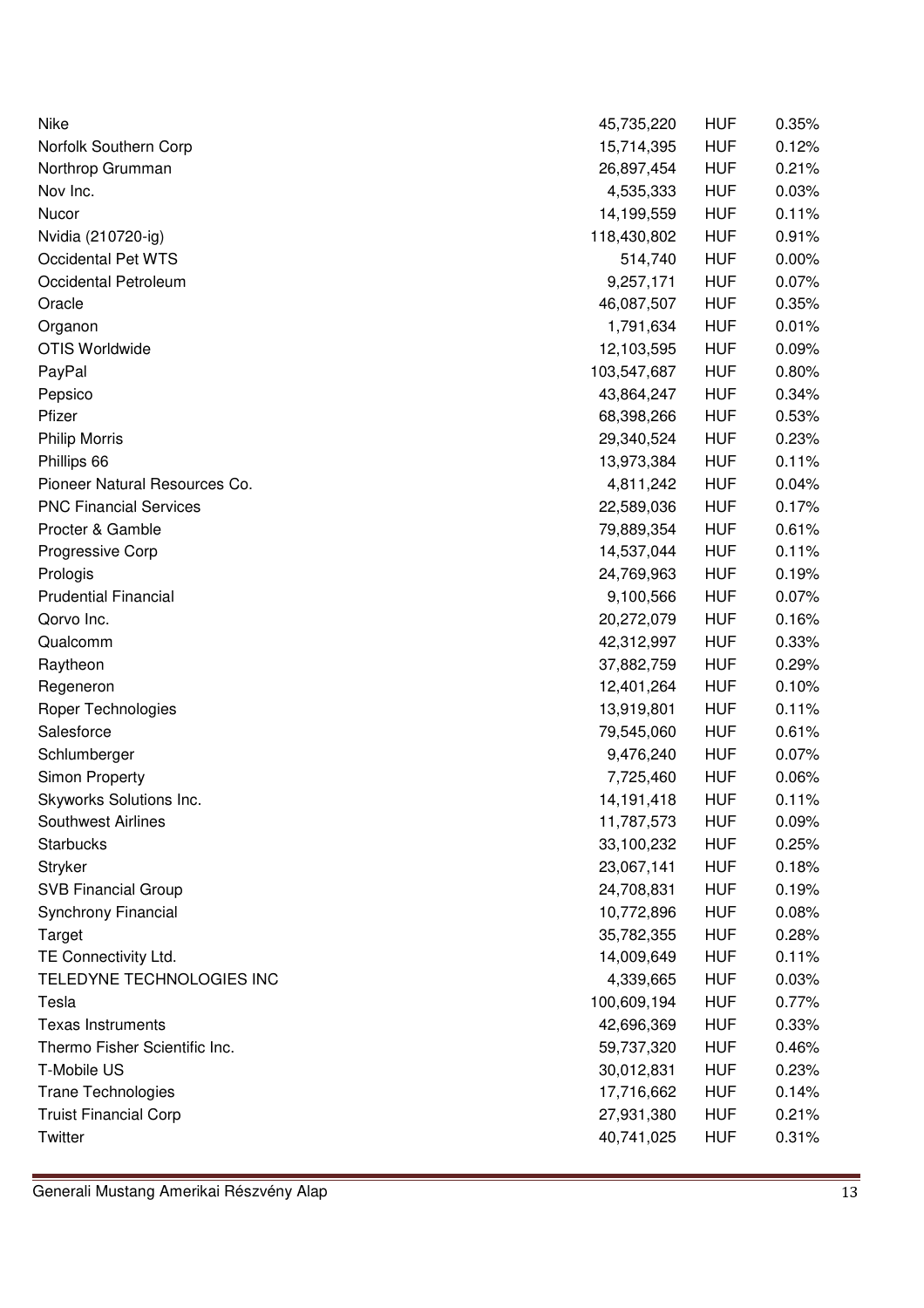| | | | |
|---|---|---|---|
| Nike | 45,735,220 | HUF | 0.35% |
| Norfolk Southern Corp | 15,714,395 | HUF | 0.12% |
| Northrop Grumman | 26,897,454 | HUF | 0.21% |
| Nov Inc. | 4,535,333 | HUF | 0.03% |
| Nucor | 14,199,559 | HUF | 0.11% |
| Nvidia (210720-ig) | 118,430,802 | HUF | 0.91% |
| Occidental Pet WTS | 514,740 | HUF | 0.00% |
| Occidental Petroleum | 9,257,171 | HUF | 0.07% |
| Oracle | 46,087,507 | HUF | 0.35% |
| Organon | 1,791,634 | HUF | 0.01% |
| OTIS Worldwide | 12,103,595 | HUF | 0.09% |
| PayPal | 103,547,687 | HUF | 0.80% |
| Pepsico | 43,864,247 | HUF | 0.34% |
| Pfizer | 68,398,266 | HUF | 0.53% |
| Philip Morris | 29,340,524 | HUF | 0.23% |
| Phillips 66 | 13,973,384 | HUF | 0.11% |
| Pioneer Natural Resources Co. | 4,811,242 | HUF | 0.04% |
| PNC Financial Services | 22,589,036 | HUF | 0.17% |
| Procter & Gamble | 79,889,354 | HUF | 0.61% |
| Progressive Corp | 14,537,044 | HUF | 0.11% |
| Prologis | 24,769,963 | HUF | 0.19% |
| Prudential Financial | 9,100,566 | HUF | 0.07% |
| Qorvo Inc. | 20,272,079 | HUF | 0.16% |
| Qualcomm | 42,312,997 | HUF | 0.33% |
| Raytheon | 37,882,759 | HUF | 0.29% |
| Regeneron | 12,401,264 | HUF | 0.10% |
| Roper Technologies | 13,919,801 | HUF | 0.11% |
| Salesforce | 79,545,060 | HUF | 0.61% |
| Schlumberger | 9,476,240 | HUF | 0.07% |
| Simon Property | 7,725,460 | HUF | 0.06% |
| Skyworks Solutions Inc. | 14,191,418 | HUF | 0.11% |
| Southwest Airlines | 11,787,573 | HUF | 0.09% |
| Starbucks | 33,100,232 | HUF | 0.25% |
| Stryker | 23,067,141 | HUF | 0.18% |
| SVB Financial Group | 24,708,831 | HUF | 0.19% |
| Synchrony Financial | 10,772,896 | HUF | 0.08% |
| Target | 35,782,355 | HUF | 0.28% |
| TE Connectivity Ltd. | 14,009,649 | HUF | 0.11% |
| TELEDYNE TECHNOLOGIES INC | 4,339,665 | HUF | 0.03% |
| Tesla | 100,609,194 | HUF | 0.77% |
| Texas Instruments | 42,696,369 | HUF | 0.33% |
| Thermo Fisher Scientific Inc. | 59,737,320 | HUF | 0.46% |
| T-Mobile US | 30,012,831 | HUF | 0.23% |
| Trane Technologies | 17,716,662 | HUF | 0.14% |
| Truist Financial Corp | 27,931,380 | HUF | 0.21% |
| Twitter | 40,741,025 | HUF | 0.31% |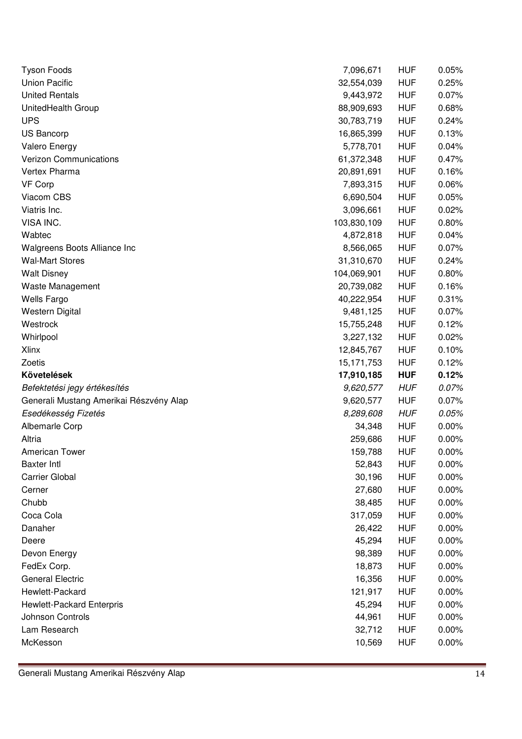| | | | |
|---|---|---|---|
| Tyson Foods | 7,096,671 | HUF | 0.05% |
| Union Pacific | 32,554,039 | HUF | 0.25% |
| United Rentals | 9,443,972 | HUF | 0.07% |
| UnitedHealth Group | 88,909,693 | HUF | 0.68% |
| UPS | 30,783,719 | HUF | 0.24% |
| US Bancorp | 16,865,399 | HUF | 0.13% |
| Valero Energy | 5,778,701 | HUF | 0.04% |
| Verizon Communications | 61,372,348 | HUF | 0.47% |
| Vertex Pharma | 20,891,691 | HUF | 0.16% |
| VF Corp | 7,893,315 | HUF | 0.06% |
| Viacom CBS | 6,690,504 | HUF | 0.05% |
| Viatris Inc. | 3,096,661 | HUF | 0.02% |
| VISA INC. | 103,830,109 | HUF | 0.80% |
| Wabtec | 4,872,818 | HUF | 0.04% |
| Walgreens Boots Alliance Inc | 8,566,065 | HUF | 0.07% |
| Wal-Mart Stores | 31,310,670 | HUF | 0.24% |
| Walt Disney | 104,069,901 | HUF | 0.80% |
| Waste Management | 20,739,082 | HUF | 0.16% |
| Wells Fargo | 40,222,954 | HUF | 0.31% |
| Western Digital | 9,481,125 | HUF | 0.07% |
| Westrock | 15,755,248 | HUF | 0.12% |
| Whirlpool | 3,227,132 | HUF | 0.02% |
| Xlinx | 12,845,767 | HUF | 0.10% |
| Zoetis | 15,171,753 | HUF | 0.12% |
| **Követelések** | **17,910,185** | **HUF** | **0.12%** |
| *Befektetési jegy értékesítés* | *9,620,577* | *HUF* | *0.07%* |
| Generali Mustang Amerikai Részvény Alap | 9,620,577 | HUF | 0.07% |
| *Esedékesség Fizetés* | *8,289,608* | *HUF* | *0.05%* |
| Albemarle Corp | 34,348 | HUF | 0.00% |
| Altria | 259,686 | HUF | 0.00% |
| American Tower | 159,788 | HUF | 0.00% |
| Baxter Intl | 52,843 | HUF | 0.00% |
| Carrier Global | 30,196 | HUF | 0.00% |
| Cerner | 27,680 | HUF | 0.00% |
| Chubb | 38,485 | HUF | 0.00% |
| Coca Cola | 317,059 | HUF | 0.00% |
| Danaher | 26,422 | HUF | 0.00% |
| Deere | 45,294 | HUF | 0.00% |
| Devon Energy | 98,389 | HUF | 0.00% |
| FedEx Corp. | 18,873 | HUF | 0.00% |
| General Electric | 16,356 | HUF | 0.00% |
| Hewlett-Packard | 121,917 | HUF | 0.00% |
| Hewlett-Packard Enterpris | 45,294 | HUF | 0.00% |
| Johnson Controls | 44,961 | HUF | 0.00% |
| Lam Research | 32,712 | HUF | 0.00% |
| McKesson | 10,569 | HUF | 0.00% |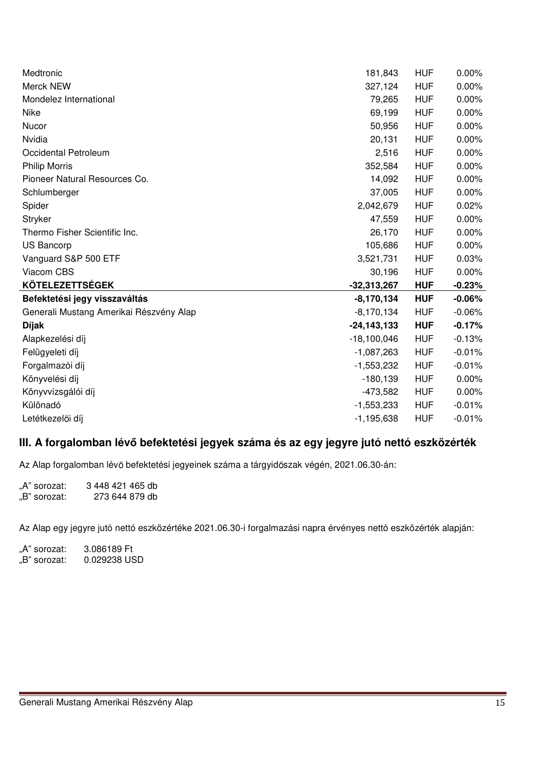| | | | |
|---|---|---|---|
| Medtronic | 181,843 | HUF | 0.00% |
| Merck NEW | 327,124 | HUF | 0.00% |
| Mondelez International | 79,265 | HUF | 0.00% |
| Nike | 69,199 | HUF | 0.00% |
| Nucor | 50,956 | HUF | 0.00% |
| Nvidia | 20,131 | HUF | 0.00% |
| Occidental Petroleum | 2,516 | HUF | 0.00% |
| Philip Morris | 352,584 | HUF | 0.00% |
| Pioneer Natural Resources Co. | 14,092 | HUF | 0.00% |
| Schlumberger | 37,005 | HUF | 0.00% |
| Spider | 2,042,679 | HUF | 0.02% |
| Stryker | 47,559 | HUF | 0.00% |
| Thermo Fisher Scientific Inc. | 26,170 | HUF | 0.00% |
| US Bancorp | 105,686 | HUF | 0.00% |
| Vanguard S&P 500 ETF | 3,521,731 | HUF | 0.03% |
| Viacom CBS | 30,196 | HUF | 0.00% |
| **KÖTELEZETTSÉGEK** | **-32,313,267** | **HUF** | **-0.23%** |
| **Befektetési jegy visszaváltás** | **-8,170,134** | **HUF** | **-0.06%** |
| Generali Mustang Amerikai Részvény Alap | -8,170,134 | HUF | -0.06% |
| **Díjak** | **-24,143,133** | **HUF** | **-0.17%** |
| Alapkezelési díj | -18,100,046 | HUF | -0.13% |
| Felügyeleti díj | -1,087,263 | HUF | -0.01% |
| Forgalmazói díj | -1,553,232 | HUF | -0.01% |
| Könyvelési díj | -180,139 | HUF | 0.00% |
| Könyvvizsgálói díj | -473,582 | HUF | 0.00% |
| Különadó | -1,553,233 | HUF | -0.01% |
| Letétkezelői díj | -1,195,638 | HUF | -0.01% |

## III. A forgalomban lévő befektetési jegyek száma és az egy jegyre jutó nettó eszközérték

Az Alap forgalomban lévő befektetési jegyeinek száma a tárgyidőszak végén, 2021.06.30-án:

„A" sorozat: 3 448 421 465 db
„B" sorozat: 273 644 879 db

Az Alap egy jegyre jutó nettó eszközértéke 2021.06.30-i forgalmazási napra érvényes nettó eszközérték alapján:

„A" sorozat: 3.086189 Ft
„B" sorozat: 0.029238 USD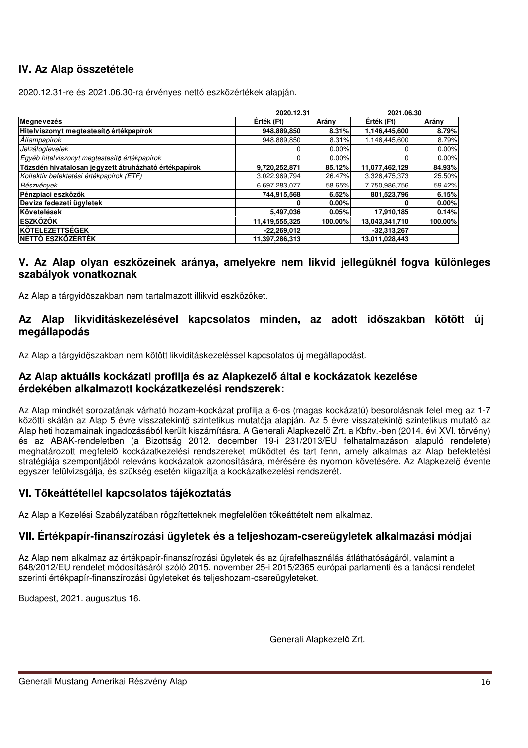## IV. Az Alap összetétele

2020.12.31-re és 2021.06.30-ra érvényes nettó eszközértékek alapján.

| | 2020.12.31 | | 2021.06.30 | |
|---|---|---|---|---|
| **Megnevezés** | **Érték (Ft)** | **Arány** | **Érték (Ft)** | **Arány** |
| **Hitelviszonyt megtestesítő értékpapírok** | **948,889,850** | **8.31%** | **1,146,445,600** | **8.79%** |
| *Állampapírok* | 948,889,850 | 8.31% | 1,146,445,600 | 8.79% |
| *Jelzáloglevelek* | 0 | 0.00% | 0 | 0.00% |
| *Egyéb hitelviszonyt megtestesítő értékpapírok* | 0 | 0.00% | 0 | 0.00% |
| **Tőzsdén hivatalosan jegyzett átruházható értékpapírok** | **9,720,252,871** | **85.12%** | **11,077,462,129** | **84.93%** |
| *Kollektív befektetési értékpapírok (ETF)* | 3,022,969,794 | 26.47% | 3,326,475,373 | 25.50% |
| *Részvények* | 6,697,283,077 | 58.65% | 7,750,986,756 | 59.42% |
| **Pénzpiaci eszközök** | **744,915,568** | **6.52%** | **801,523,796** | **6.15%** |
| **Deviza fedezeti ügyletek** | **0** | **0.00%** | **0** | **0.00%** |
| **Követelések** | **5,497,036** | **0.05%** | **17,910,185** | **0.14%** |
| **ESZKÖZÖK** | **11,419,555,325** | **100.00%** | **13,043,341,710** | **100.00%** |
| **KÖTELEZETTSÉGEK** | **-22,269,012** | | **-32,313,267** | |
| **NETTÓ ESZKÖZÉRTÉK** | **11,397,286,313** | | **13,011,028,443** | |

## V. Az Alap olyan eszközeinek aránya, amelyekre nem likvid jellegüknél fogva különleges szabályok vonatkoznak

Az Alap a tárgyidőszakban nem tartalmazott illikvid eszközöket.

## Az Alap likviditáskezelésével kapcsolatos minden, az adott időszakban kötött új megállapodás

Az Alap a tárgyidőszakban nem kötött likviditáskezeléssel kapcsolatos új megállapodást.

## Az Alap aktuális kockázati profilja és az Alapkezelő által e kockázatok kezelése érdekében alkalmazott kockázatkezelési rendszerek:

Az Alap mindkét sorozatának várható hozam-kockázat profilja a 6-os (magas kockázatú) besorolásnak felel meg az 1-7 közötti skálán az Alap 5 évre visszatekintő szintetikus mutatója alapján. Az 5 évre visszatekintő szintetikus mutató az Alap heti hozamainak ingadozásából került kiszámításra. A Generali Alapkezelő Zrt. a Kbftv.-ben (2014. évi XVI. törvény) és az ABAK-rendeletben (a Bizottság 2012. december 19-i 231/2013/EU felhatalmazáson alapuló rendelete) meghatározott megfelelő kockázatkezelési rendszereket működtet és tart fenn, amely alkalmas az Alap befektetési stratégiája szempontjából releváns kockázatok azonosítására, mérésére és nyomon követésére. Az Alapkezelő évente egyszer felülvizsgálja, és szükség esetén kiigazítja a kockázatkezelési rendszerét.

## VI. Tőkeáttétellel kapcsolatos tájékoztatás

Az Alap a Kezelési Szabályzatában rögzítetteknek megfelelően tőkeáttételt nem alkalmaz.

## VII. Értékpapír-finanszírozási ügyletek és a teljeshozam-csereügyletek alkalmazási módjai

Az Alap nem alkalmaz az értékpapír-finanszírozási ügyletek és az újrafelhasználás átláthatóságáról, valamint a 648/2012/EU rendelet módosításáról szóló 2015. november 25-i 2015/2365 európai parlamenti és a tanácsi rendelet szerinti értékpapír-finanszírozási ügyleteket és teljeshozam-csereügyleteket.

Budapest, 2021. augusztus 16.

Generali Alapkezelő Zrt.